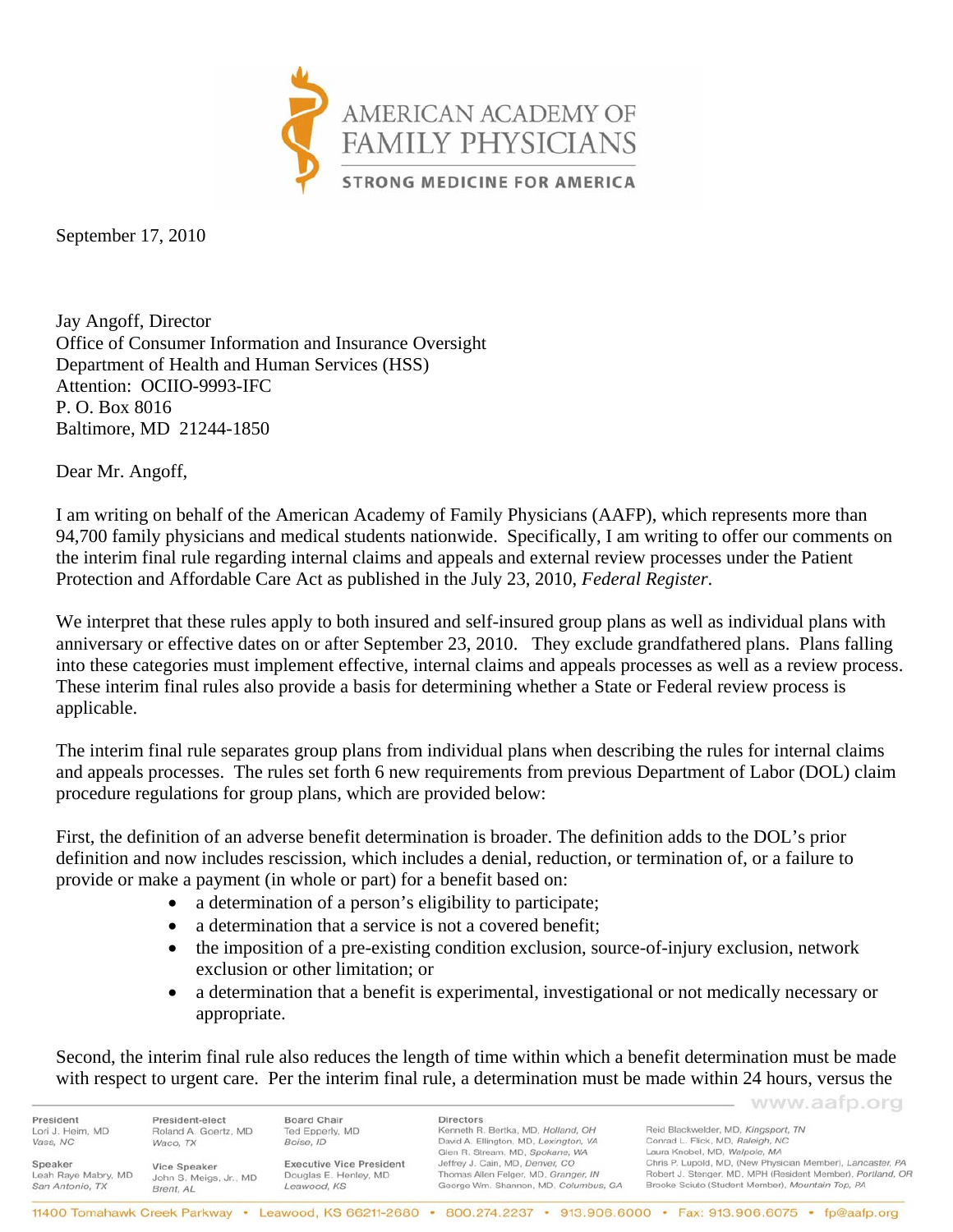AMERICAN ACADEMY OF FAMILY PHYSICIANS

STRONG MEDICINE FOR AMERICA

September 17, 2010

Jay Angoff, Director
Office of Consumer Information and Insurance Oversight
Department of Health and Human Services (HSS)
Attention: OCIIO-9993-IFC
P. O. Box 8016
Baltimore, MD 21244-1850

Dear Mr. Angoff,

I am writing on behalf of the American Academy of Family Physicians (AAFP), which represents more than 94,700 family physicians and medical students nationwide. Specifically, I am writing to offer our comments on the interim final rule regarding internal claims and appeals and external review processes under the Patient Protection and Affordable Care Act as published in the July 23, 2010, *Federal Register*.

We interpret that these rules apply to both insured and self-insured group plans as well as individual plans with anniversary or effective dates on or after September 23, 2010. They exclude grandfathered plans. Plans falling into these categories must implement effective, internal claims and appeals processes as well as a review process. These interim final rules also provide a basis for determining whether a State or Federal review process is applicable.

The interim final rule separates group plans from individual plans when describing the rules for internal claims and appeals processes. The rules set forth 6 new requirements from previous Department of Labor (DOL) claim procedure regulations for group plans, which are provided below:

First, the definition of an adverse benefit determination is broader. The definition adds to the DOL's prior definition and now includes rescission, which includes a denial, reduction, or termination of, or a failure to provide or make a payment (in whole or part) for a benefit based on:

- a determination of a person's eligibility to participate;
- a determination that a service is not a covered benefit;
- the imposition of a pre-existing condition exclusion, source-of-injury exclusion, network exclusion or other limitation; or
- a determination that a benefit is experimental, investigational or not medically necessary or appropriate.

Second, the interim final rule also reduces the length of time within which a benefit determination must be made with respect to urgent care. Per the interim final rule, a determination must be made within 24 hours, versus the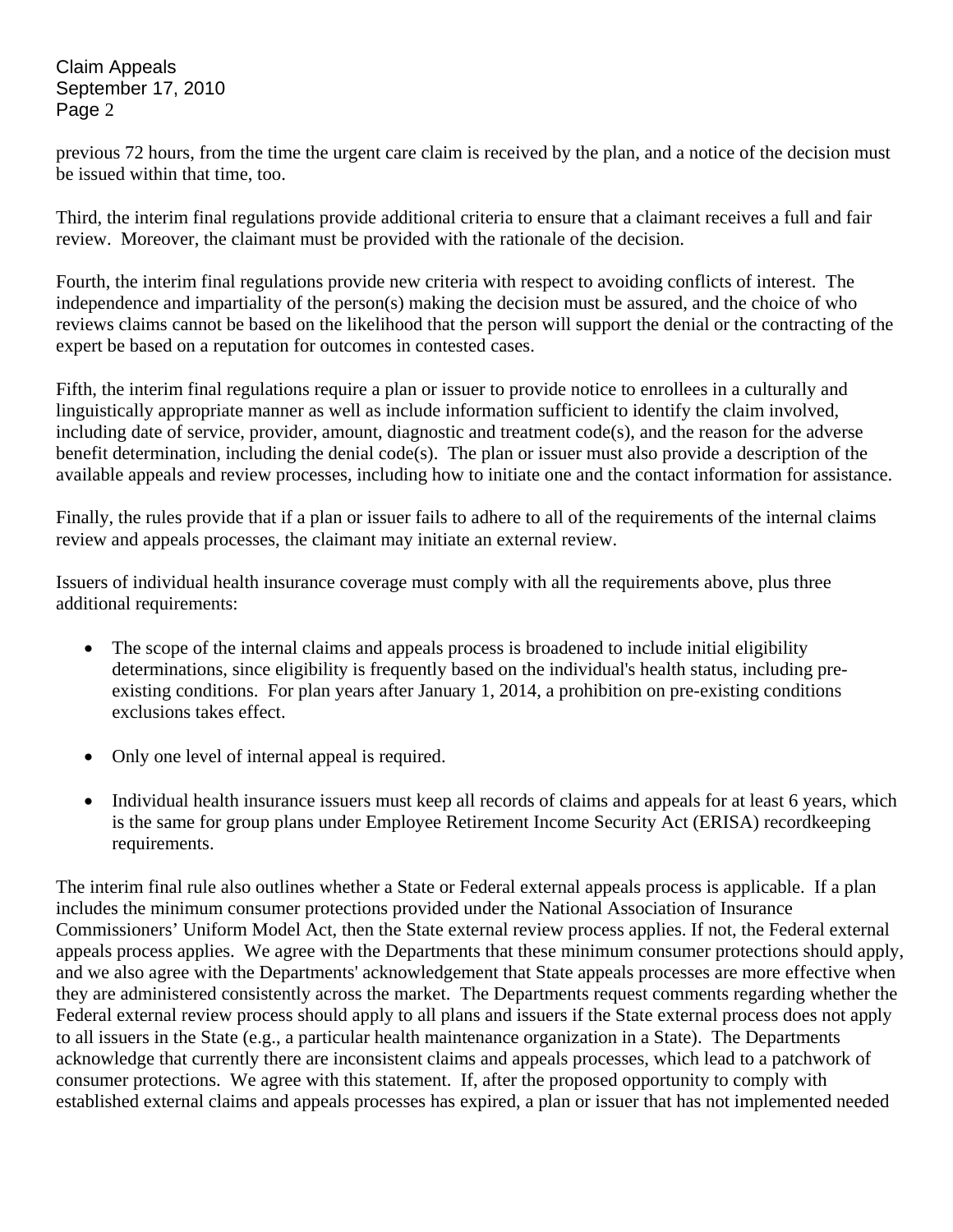previous 72 hours, from the time the urgent care claim is received by the plan, and a notice of the decision must be issued within that time, too.

Third, the interim final regulations provide additional criteria to ensure that a claimant receives a full and fair review. Moreover, the claimant must be provided with the rationale of the decision.

Fourth, the interim final regulations provide new criteria with respect to avoiding conflicts of interest. The independence and impartiality of the person(s) making the decision must be assured, and the choice of who reviews claims cannot be based on the likelihood that the person will support the denial or the contracting of the expert be based on a reputation for outcomes in contested cases.

Fifth, the interim final regulations require a plan or issuer to provide notice to enrollees in a culturally and linguistically appropriate manner as well as include information sufficient to identify the claim involved, including date of service, provider, amount, diagnostic and treatment code(s), and the reason for the adverse benefit determination, including the denial code(s). The plan or issuer must also provide a description of the available appeals and review processes, including how to initiate one and the contact information for assistance.

Finally, the rules provide that if a plan or issuer fails to adhere to all of the requirements of the internal claims review and appeals processes, the claimant may initiate an external review.

Issuers of individual health insurance coverage must comply with all the requirements above, plus three additional requirements:

- The scope of the internal claims and appeals process is broadened to include initial eligibility determinations, since eligibility is frequently based on the individual's health status, including pre-existing conditions. For plan years after January 1, 2014, a prohibition on pre-existing conditions exclusions takes effect.
- Only one level of internal appeal is required.
- Individual health insurance issuers must keep all records of claims and appeals for at least 6 years, which is the same for group plans under Employee Retirement Income Security Act (ERISA) recordkeeping requirements.

The interim final rule also outlines whether a State or Federal external appeals process is applicable. If a plan includes the minimum consumer protections provided under the National Association of Insurance Commissioners' Uniform Model Act, then the State external review process applies. If not, the Federal external appeals process applies. We agree with the Departments that these minimum consumer protections should apply, and we also agree with the Departments' acknowledgement that State appeals processes are more effective when they are administered consistently across the market. The Departments request comments regarding whether the Federal external review process should apply to all plans and issuers if the State external process does not apply to all issuers in the State (e.g., a particular health maintenance organization in a State). The Departments acknowledge that currently there are inconsistent claims and appeals processes, which lead to a patchwork of consumer protections. We agree with this statement. If, after the proposed opportunity to comply with established external claims and appeals processes has expired, a plan or issuer that has not implemented needed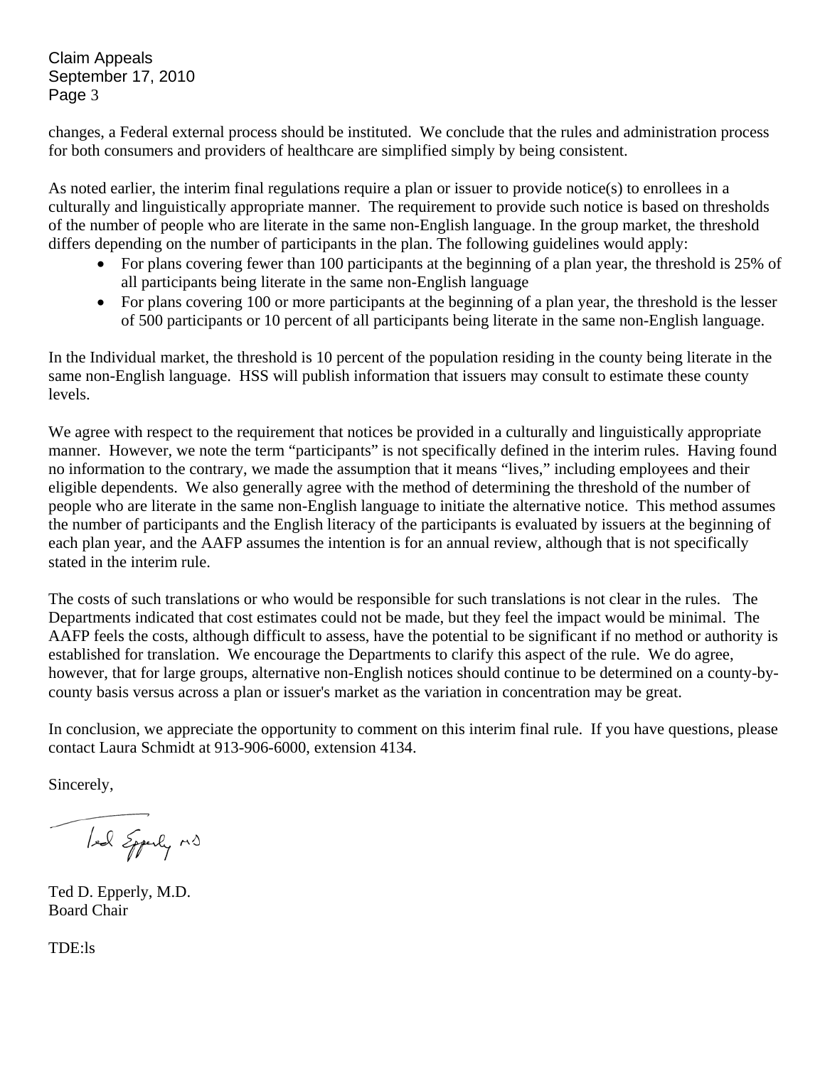changes, a Federal external process should be instituted. We conclude that the rules and administration process for both consumers and providers of healthcare are simplified simply by being consistent.

As noted earlier, the interim final regulations require a plan or issuer to provide notice(s) to enrollees in a culturally and linguistically appropriate manner. The requirement to provide such notice is based on thresholds of the number of people who are literate in the same non-English language. In the group market, the threshold differs depending on the number of participants in the plan. The following guidelines would apply:

- For plans covering fewer than 100 participants at the beginning of a plan year, the threshold is 25% of all participants being literate in the same non-English language
- For plans covering 100 or more participants at the beginning of a plan year, the threshold is the lesser of 500 participants or 10 percent of all participants being literate in the same non-English language.

In the Individual market, the threshold is 10 percent of the population residing in the county being literate in the same non-English language. HSS will publish information that issuers may consult to estimate these county levels.

We agree with respect to the requirement that notices be provided in a culturally and linguistically appropriate manner. However, we note the term "participants" is not specifically defined in the interim rules. Having found no information to the contrary, we made the assumption that it means "lives," including employees and their eligible dependents. We also generally agree with the method of determining the threshold of the number of people who are literate in the same non-English language to initiate the alternative notice. This method assumes the number of participants and the English literacy of the participants is evaluated by issuers at the beginning of each plan year, and the AAFP assumes the intention is for an annual review, although that is not specifically stated in the interim rule.

The costs of such translations or who would be responsible for such translations is not clear in the rules. The Departments indicated that cost estimates could not be made, but they feel the impact would be minimal. The AAFP feels the costs, although difficult to assess, have the potential to be significant if no method or authority is established for translation. We encourage the Departments to clarify this aspect of the rule. We do agree, however, that for large groups, alternative non-English notices should continue to be determined on a county-by-county basis versus across a plan or issuer's market as the variation in concentration may be great.

In conclusion, we appreciate the opportunity to comment on this interim final rule. If you have questions, please contact Laura Schmidt at 913-906-6000, extension 4134.

Sincerely,

Ted Epperly MD

Ted D. Epperly, M.D.
Board Chair

TDE:ls